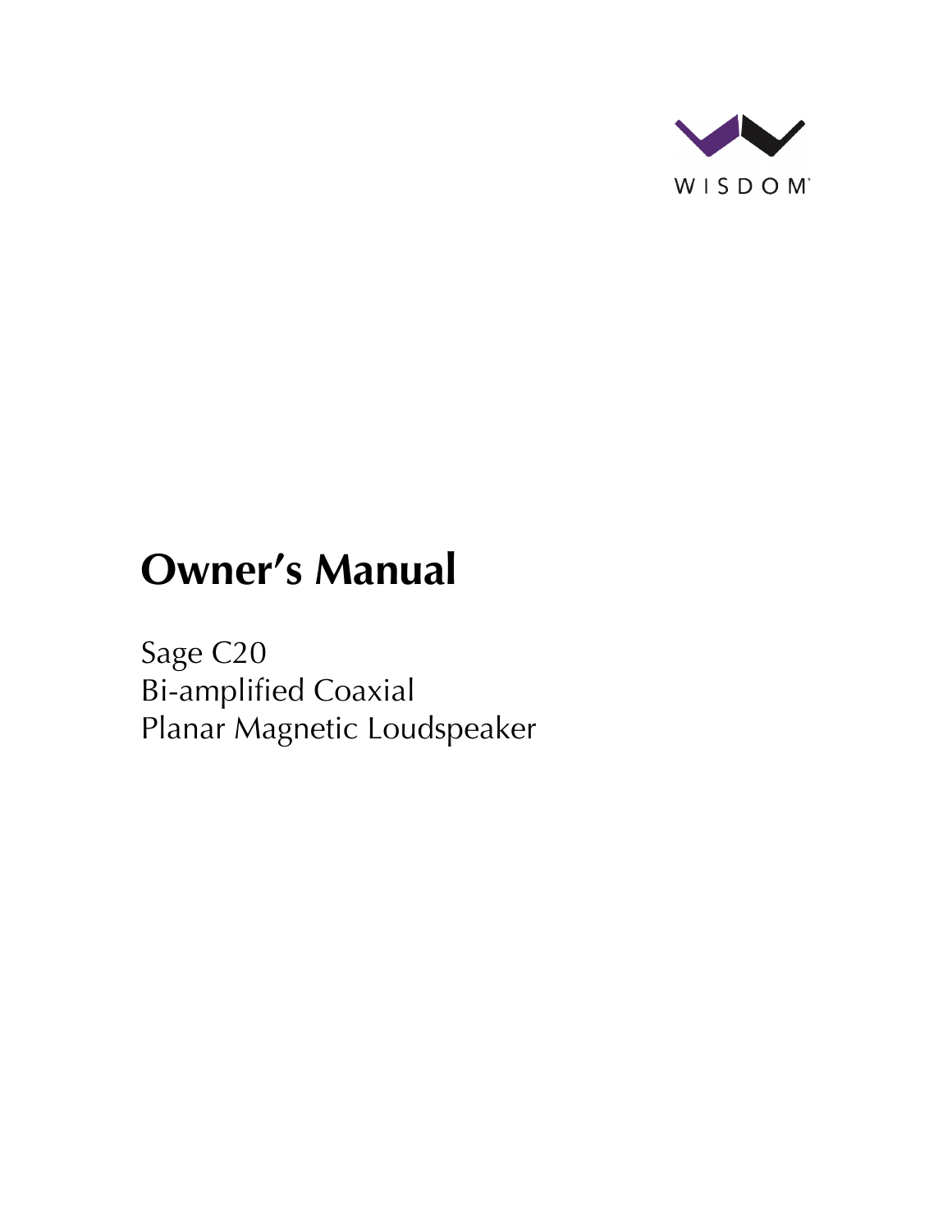WISDOM

# Owner's Manual

Sage C20
Bi-amplified Coaxial
Planar Magnetic Loudspeaker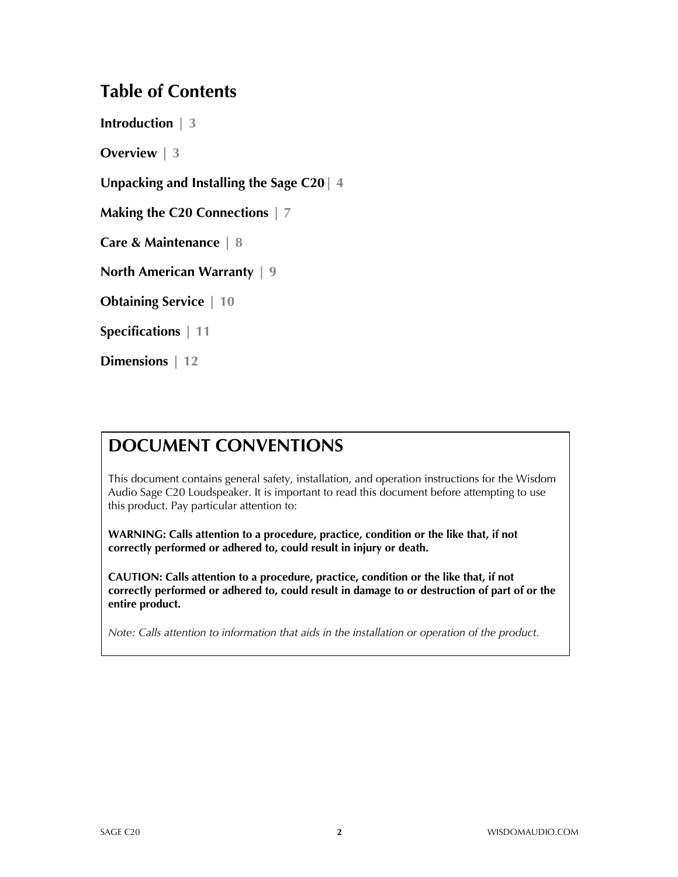# Table of Contents

**Introduction | 3**

**Overview | 3**

**Unpacking and Installing the Sage C20 | 4**

**Making the C20 Connections | 7**

**Care & Maintenance | 8**

**North American Warranty | 9**

**Obtaining Service | 10**

**Specifications | 11**

**Dimensions | 12**

## DOCUMENT CONVENTIONS

This document contains general safety, installation, and operation instructions for the Wisdom Audio Sage C20 Loudspeaker. It is important to read this document before attempting to use this product. Pay particular attention to:

**WARNING: Calls attention to a procedure, practice, condition or the like that, if not correctly performed or adhered to, could result in injury or death.**

**CAUTION: Calls attention to a procedure, practice, condition or the like that, if not correctly performed or adhered to, could result in damage to or destruction of part of or the entire product.**

*Note: Calls attention to information that aids in the installation or operation of the product.*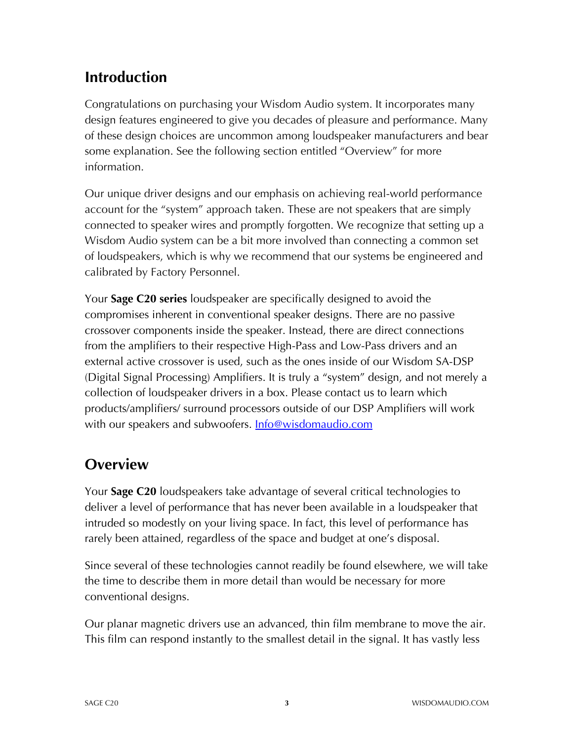## Introduction

Congratulations on purchasing your Wisdom Audio system. It incorporates many design features engineered to give you decades of pleasure and performance. Many of these design choices are uncommon among loudspeaker manufacturers and bear some explanation. See the following section entitled "Overview" for more information.

Our unique driver designs and our emphasis on achieving real-world performance account for the "system" approach taken. These are not speakers that are simply connected to speaker wires and promptly forgotten. We recognize that setting up a Wisdom Audio system can be a bit more involved than connecting a common set of loudspeakers, which is why we recommend that our systems be engineered and calibrated by Factory Personnel.

Your **Sage C20 series** loudspeaker are specifically designed to avoid the compromises inherent in conventional speaker designs. There are no passive crossover components inside the speaker. Instead, there are direct connections from the amplifiers to their respective High-Pass and Low-Pass drivers and an external active crossover is used, such as the ones inside of our Wisdom SA-DSP (Digital Signal Processing) Amplifiers. It is truly a "system" design, and not merely a collection of loudspeaker drivers in a box. Please contact us to learn which products/amplifiers/ surround processors outside of our DSP Amplifiers will work with our speakers and subwoofers. [Info@wisdomaudio.com](mailto:Info@wisdomaudio.com)

## Overview

Your **Sage C20** loudspeakers take advantage of several critical technologies to deliver a level of performance that has never been available in a loudspeaker that intruded so modestly on your living space. In fact, this level of performance has rarely been attained, regardless of the space and budget at one's disposal.

Since several of these technologies cannot readily be found elsewhere, we will take the time to describe them in more detail than would be necessary for more conventional designs.

Our planar magnetic drivers use an advanced, thin film membrane to move the air. This film can respond instantly to the smallest detail in the signal. It has vastly less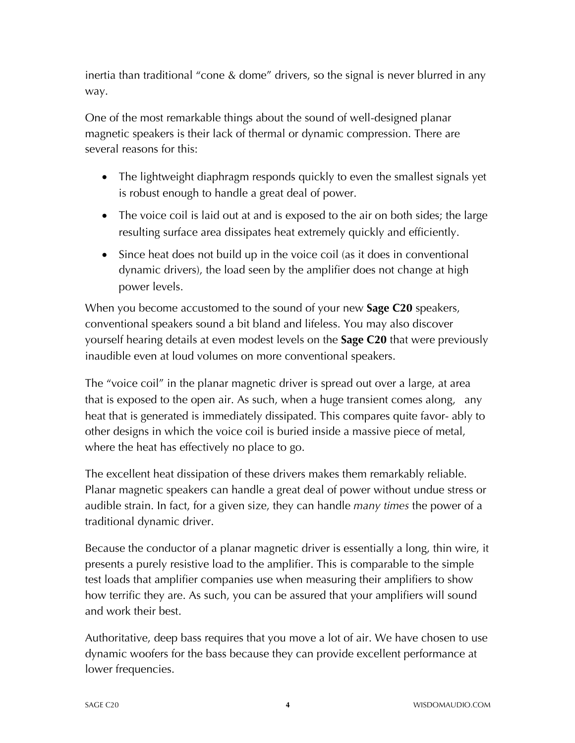inertia than traditional "cone & dome" drivers, so the signal is never blurred in any way.

One of the most remarkable things about the sound of well-designed planar magnetic speakers is their lack of thermal or dynamic compression. There are several reasons for this:

- The lightweight diaphragm responds quickly to even the smallest signals yet is robust enough to handle a great deal of power.
- The voice coil is laid out at and is exposed to the air on both sides; the large resulting surface area dissipates heat extremely quickly and efficiently.
- Since heat does not build up in the voice coil (as it does in conventional dynamic drivers), the load seen by the amplifier does not change at high power levels.

When you become accustomed to the sound of your new **Sage C20** speakers, conventional speakers sound a bit bland and lifeless. You may also discover yourself hearing details at even modest levels on the **Sage C20** that were previously inaudible even at loud volumes on more conventional speakers.

The "voice coil" in the planar magnetic driver is spread out over a large, at area that is exposed to the open air. As such, when a huge transient comes along, any heat that is generated is immediately dissipated. This compares quite favor- ably to other designs in which the voice coil is buried inside a massive piece of metal, where the heat has effectively no place to go.

The excellent heat dissipation of these drivers makes them remarkably reliable. Planar magnetic speakers can handle a great deal of power without undue stress or audible strain. In fact, for a given size, they can handle *many times* the power of a traditional dynamic driver.

Because the conductor of a planar magnetic driver is essentially a long, thin wire, it presents a purely resistive load to the amplifier. This is comparable to the simple test loads that amplifier companies use when measuring their amplifiers to show how terrific they are. As such, you can be assured that your amplifiers will sound and work their best.

Authoritative, deep bass requires that you move a lot of air. We have chosen to use dynamic woofers for the bass because they can provide excellent performance at lower frequencies.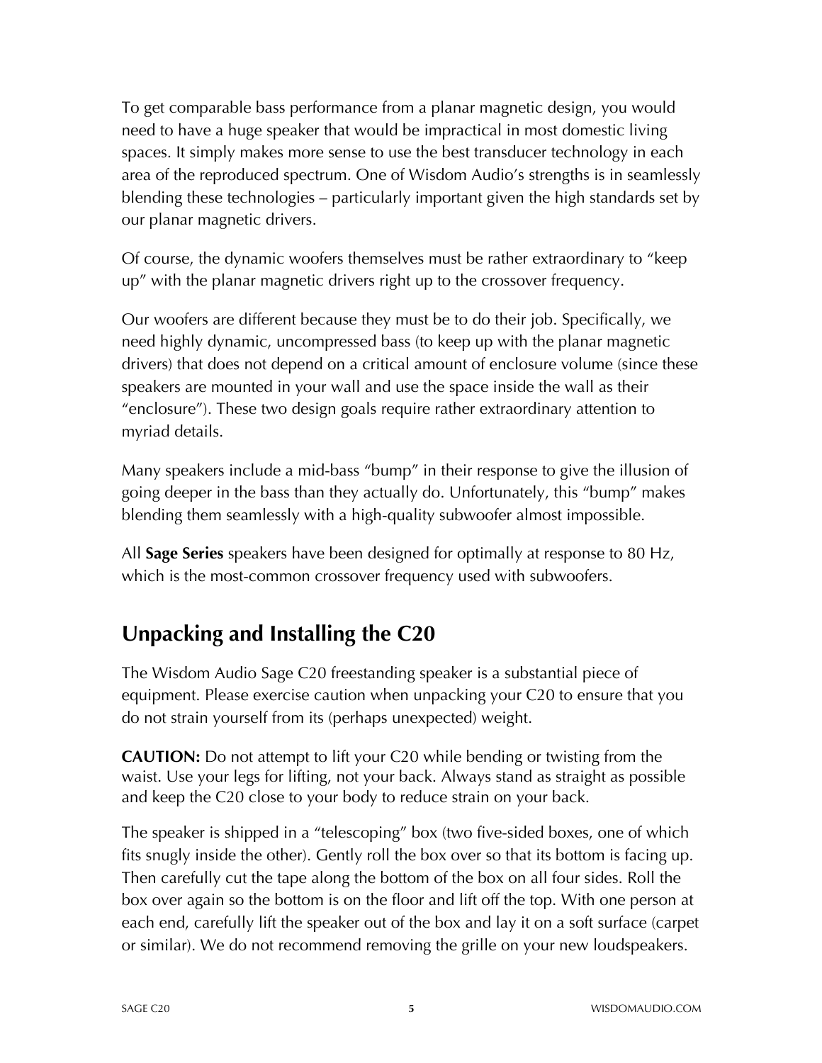To get comparable bass performance from a planar magnetic design, you would need to have a huge speaker that would be impractical in most domestic living spaces. It simply makes more sense to use the best transducer technology in each area of the reproduced spectrum. One of Wisdom Audio's strengths is in seamlessly blending these technologies – particularly important given the high standards set by our planar magnetic drivers.

Of course, the dynamic woofers themselves must be rather extraordinary to "keep up" with the planar magnetic drivers right up to the crossover frequency.

Our woofers are different because they must be to do their job. Specifically, we need highly dynamic, uncompressed bass (to keep up with the planar magnetic drivers) that does not depend on a critical amount of enclosure volume (since these speakers are mounted in your wall and use the space inside the wall as their "enclosure"). These two design goals require rather extraordinary attention to myriad details.

Many speakers include a mid-bass "bump" in their response to give the illusion of going deeper in the bass than they actually do. Unfortunately, this "bump" makes blending them seamlessly with a high-quality subwoofer almost impossible.

All **Sage Series** speakers have been designed for optimally at response to 80 Hz, which is the most-common crossover frequency used with subwoofers.

## Unpacking and Installing the C20

The Wisdom Audio Sage C20 freestanding speaker is a substantial piece of equipment. Please exercise caution when unpacking your C20 to ensure that you do not strain yourself from its (perhaps unexpected) weight.

**CAUTION:** Do not attempt to lift your C20 while bending or twisting from the waist. Use your legs for lifting, not your back. Always stand as straight as possible and keep the C20 close to your body to reduce strain on your back.

The speaker is shipped in a "telescoping" box (two five-sided boxes, one of which fits snugly inside the other). Gently roll the box over so that its bottom is facing up. Then carefully cut the tape along the bottom of the box on all four sides. Roll the box over again so the bottom is on the floor and lift off the top. With one person at each end, carefully lift the speaker out of the box and lay it on a soft surface (carpet or similar). We do not recommend removing the grille on your new loudspeakers.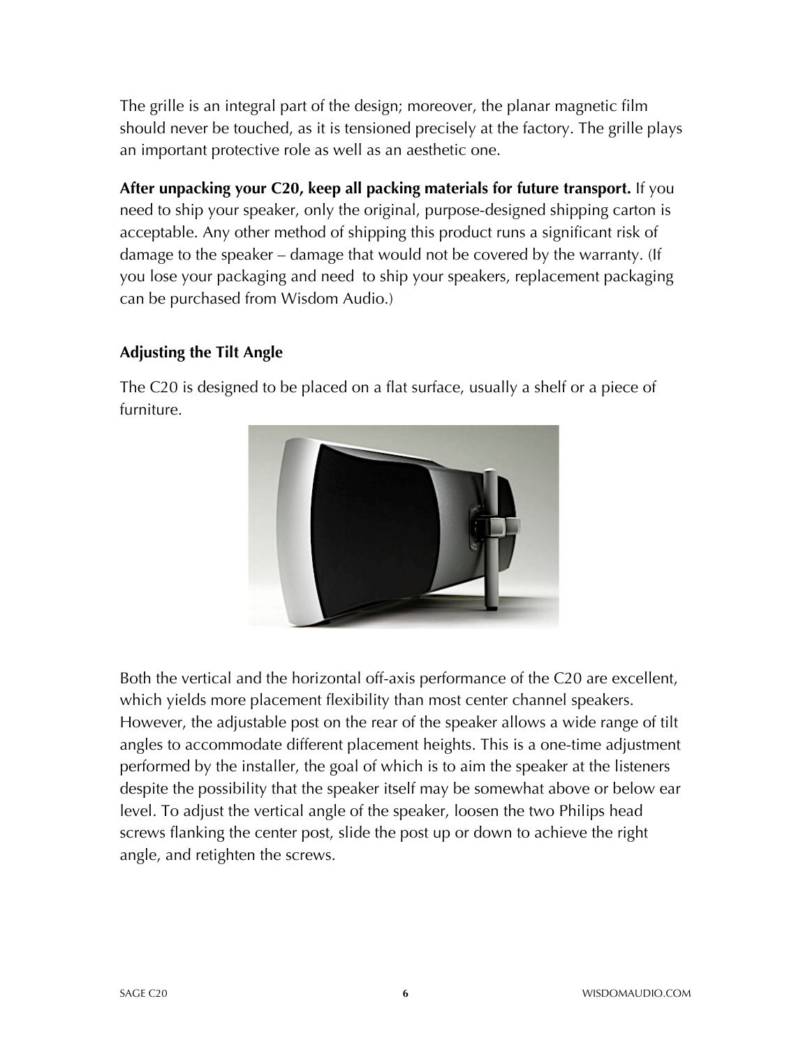The grille is an integral part of the design; moreover, the planar magnetic film should never be touched, as it is tensioned precisely at the factory. The grille plays an important protective role as well as an aesthetic one.

**After unpacking your C20, keep all packing materials for future transport.** If you need to ship your speaker, only the original, purpose-designed shipping carton is acceptable. Any other method of shipping this product runs a significant risk of damage to the speaker – damage that would not be covered by the warranty. (If you lose your packaging and need to ship your speakers, replacement packaging can be purchased from Wisdom Audio.)

### Adjusting the Tilt Angle

The C20 is designed to be placed on a flat surface, usually a shelf or a piece of furniture.

Both the vertical and the horizontal off-axis performance of the C20 are excellent, which yields more placement flexibility than most center channel speakers. However, the adjustable post on the rear of the speaker allows a wide range of tilt angles to accommodate different placement heights. This is a one-time adjustment performed by the installer, the goal of which is to aim the speaker at the listeners despite the possibility that the speaker itself may be somewhat above or below ear level. To adjust the vertical angle of the speaker, loosen the two Philips head screws flanking the center post, slide the post up or down to achieve the right angle, and retighten the screws.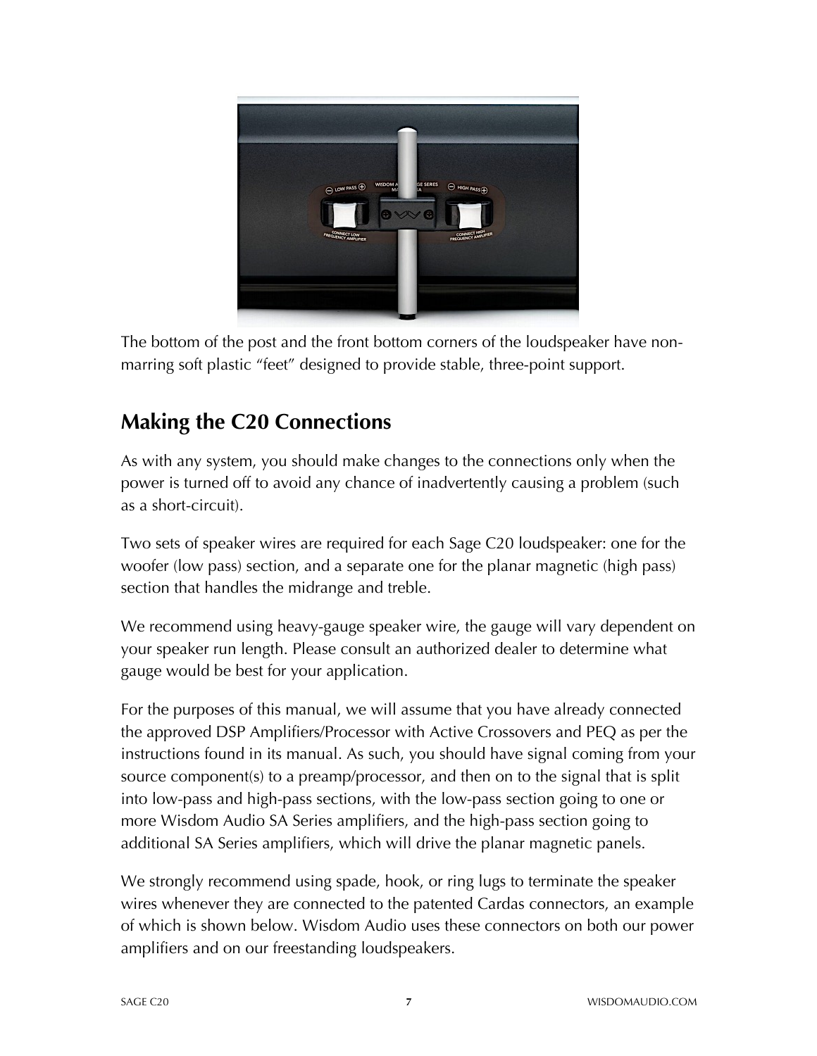The bottom of the post and the front bottom corners of the loudspeaker have non-marring soft plastic "feet" designed to provide stable, three-point support.

## Making the C20 Connections

As with any system, you should make changes to the connections only when the power is turned off to avoid any chance of inadvertently causing a problem (such as a short-circuit).

Two sets of speaker wires are required for each Sage C20 loudspeaker: one for the woofer (low pass) section, and a separate one for the planar magnetic (high pass) section that handles the midrange and treble.

We recommend using heavy-gauge speaker wire, the gauge will vary dependent on your speaker run length. Please consult an authorized dealer to determine what gauge would be best for your application.

For the purposes of this manual, we will assume that you have already connected the approved DSP Amplifiers/Processor with Active Crossovers and PEQ as per the instructions found in its manual. As such, you should have signal coming from your source component(s) to a preamp/processor, and then on to the signal that is split into low-pass and high-pass sections, with the low-pass section going to one or more Wisdom Audio SA Series amplifiers, and the high-pass section going to additional SA Series amplifiers, which will drive the planar magnetic panels.

We strongly recommend using spade, hook, or ring lugs to terminate the speaker wires whenever they are connected to the patented Cardas connectors, an example of which is shown below. Wisdom Audio uses these connectors on both our power amplifiers and on our freestanding loudspeakers.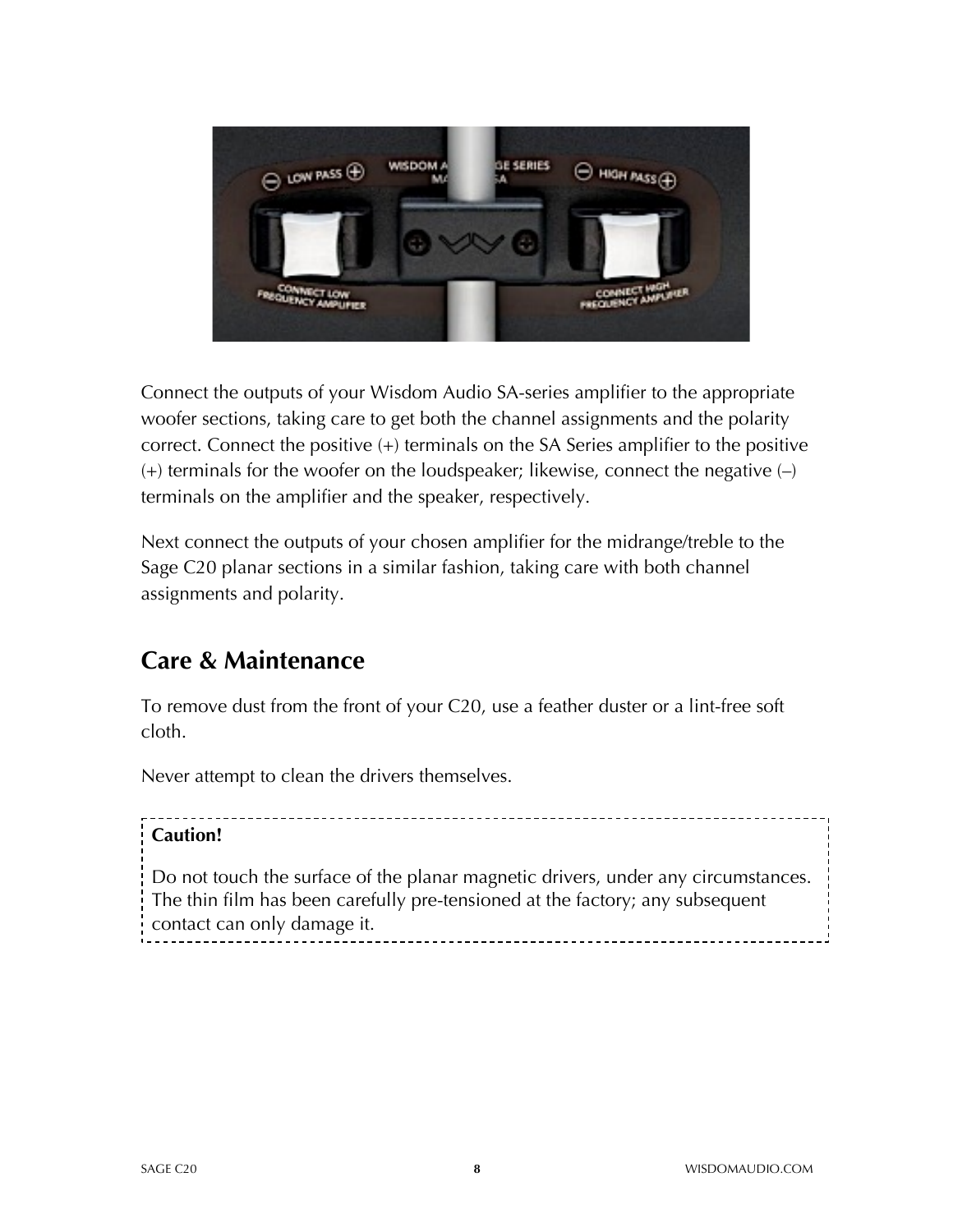Connect the outputs of your Wisdom Audio SA-series amplifier to the appropriate woofer sections, taking care to get both the channel assignments and the polarity correct. Connect the positive (+) terminals on the SA Series amplifier to the positive (+) terminals for the woofer on the loudspeaker; likewise, connect the negative (–) terminals on the amplifier and the speaker, respectively.

Next connect the outputs of your chosen amplifier for the midrange/treble to the Sage C20 planar sections in a similar fashion, taking care with both channel assignments and polarity.

## Care & Maintenance

To remove dust from the front of your C20, use a feather duster or a lint-free soft cloth.

Never attempt to clean the drivers themselves.

**Caution!**

Do not touch the surface of the planar magnetic drivers, under any circumstances. The thin film has been carefully pre-tensioned at the factory; any subsequent contact can only damage it.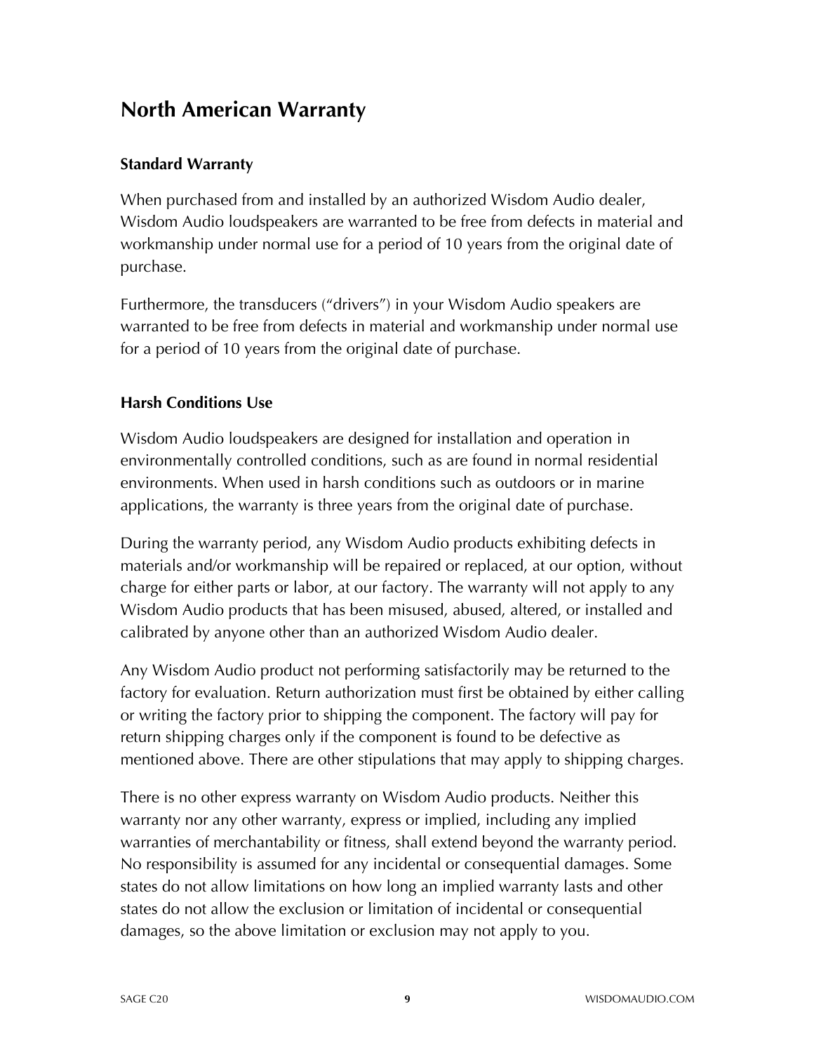# North American Warranty

### Standard Warranty

When purchased from and installed by an authorized Wisdom Audio dealer, Wisdom Audio loudspeakers are warranted to be free from defects in material and workmanship under normal use for a period of 10 years from the original date of purchase.

Furthermore, the transducers (“drivers”) in your Wisdom Audio speakers are warranted to be free from defects in material and workmanship under normal use for a period of 10 years from the original date of purchase.

### Harsh Conditions Use

Wisdom Audio loudspeakers are designed for installation and operation in environmentally controlled conditions, such as are found in normal residential environments. When used in harsh conditions such as outdoors or in marine applications, the warranty is three years from the original date of purchase.

During the warranty period, any Wisdom Audio products exhibiting defects in materials and/or workmanship will be repaired or replaced, at our option, without charge for either parts or labor, at our factory. The warranty will not apply to any Wisdom Audio products that has been misused, abused, altered, or installed and calibrated by anyone other than an authorized Wisdom Audio dealer.

Any Wisdom Audio product not performing satisfactorily may be returned to the factory for evaluation. Return authorization must first be obtained by either calling or writing the factory prior to shipping the component. The factory will pay for return shipping charges only if the component is found to be defective as mentioned above. There are other stipulations that may apply to shipping charges.

There is no other express warranty on Wisdom Audio products. Neither this warranty nor any other warranty, express or implied, including any implied warranties of merchantability or fitness, shall extend beyond the warranty period. No responsibility is assumed for any incidental or consequential damages. Some states do not allow limitations on how long an implied warranty lasts and other states do not allow the exclusion or limitation of incidental or consequential damages, so the above limitation or exclusion may not apply to you.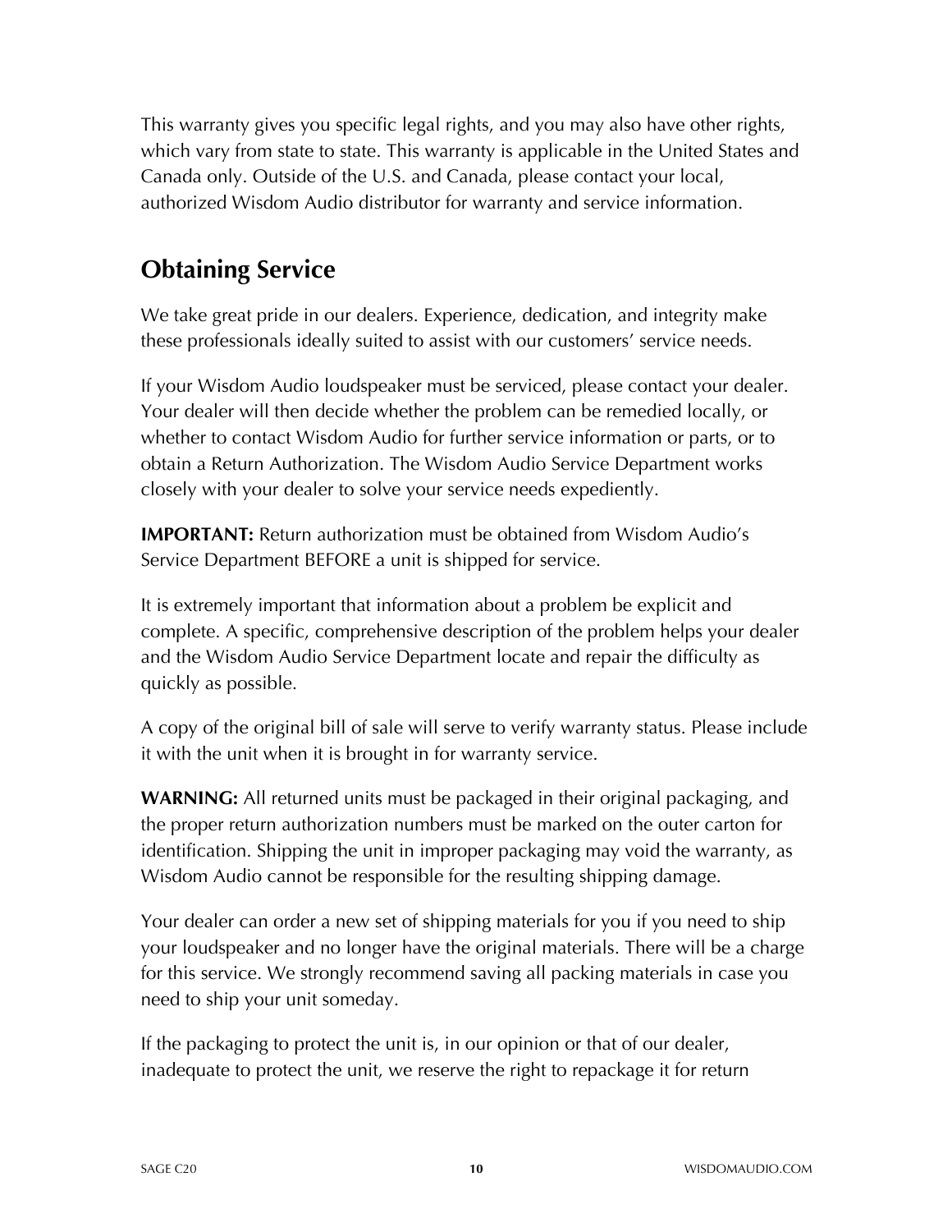This warranty gives you specific legal rights, and you may also have other rights, which vary from state to state. This warranty is applicable in the United States and Canada only. Outside of the U.S. and Canada, please contact your local, authorized Wisdom Audio distributor for warranty and service information.

## Obtaining Service

We take great pride in our dealers. Experience, dedication, and integrity make these professionals ideally suited to assist with our customers' service needs.

If your Wisdom Audio loudspeaker must be serviced, please contact your dealer. Your dealer will then decide whether the problem can be remedied locally, or whether to contact Wisdom Audio for further service information or parts, or to obtain a Return Authorization. The Wisdom Audio Service Department works closely with your dealer to solve your service needs expediently.

**IMPORTANT:** Return authorization must be obtained from Wisdom Audio's Service Department BEFORE a unit is shipped for service.

It is extremely important that information about a problem be explicit and complete. A specific, comprehensive description of the problem helps your dealer and the Wisdom Audio Service Department locate and repair the difficulty as quickly as possible.

A copy of the original bill of sale will serve to verify warranty status. Please include it with the unit when it is brought in for warranty service.

**WARNING:** All returned units must be packaged in their original packaging, and the proper return authorization numbers must be marked on the outer carton for identification. Shipping the unit in improper packaging may void the warranty, as Wisdom Audio cannot be responsible for the resulting shipping damage.

Your dealer can order a new set of shipping materials for you if you need to ship your loudspeaker and no longer have the original materials. There will be a charge for this service. We strongly recommend saving all packing materials in case you need to ship your unit someday.

If the packaging to protect the unit is, in our opinion or that of our dealer, inadequate to protect the unit, we reserve the right to repackage it for return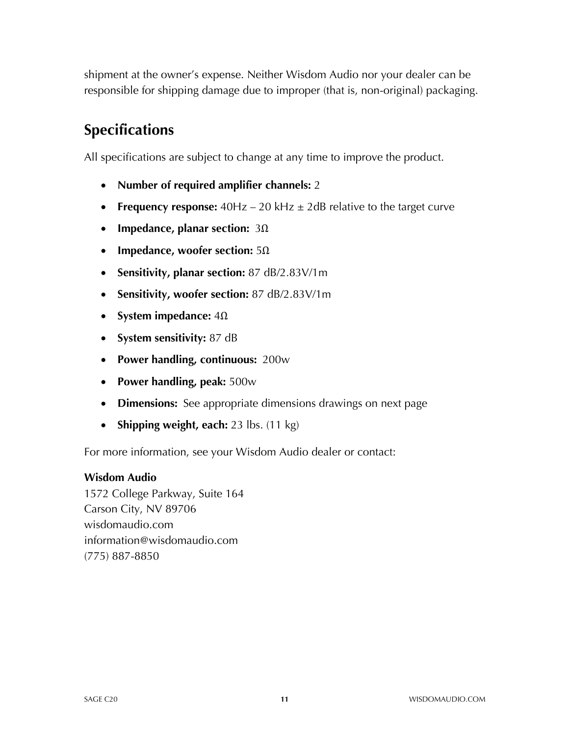shipment at the owner's expense. Neither Wisdom Audio nor your dealer can be responsible for shipping damage due to improper (that is, non-original) packaging.

## Specifications

All specifications are subject to change at any time to improve the product.

- **Number of required amplifier channels:** 2
- **Frequency response:** 40Hz – 20 kHz ± 2dB relative to the target curve
- **Impedance, planar section:** 3Ω
- **Impedance, woofer section:** 5Ω
- **Sensitivity, planar section:** 87 dB/2.83V/1m
- **Sensitivity, woofer section:** 87 dB/2.83V/1m
- **System impedance:** 4Ω
- **System sensitivity:** 87 dB
- **Power handling, continuous:** 200w
- **Power handling, peak:** 500w
- **Dimensions:** See appropriate dimensions drawings on next page
- **Shipping weight, each:** 23 lbs. (11 kg)

For more information, see your Wisdom Audio dealer or contact:

**Wisdom Audio**
1572 College Parkway, Suite 164
Carson City, NV 89706
wisdomaudio.com
information@wisdomaudio.com
(775) 887-8850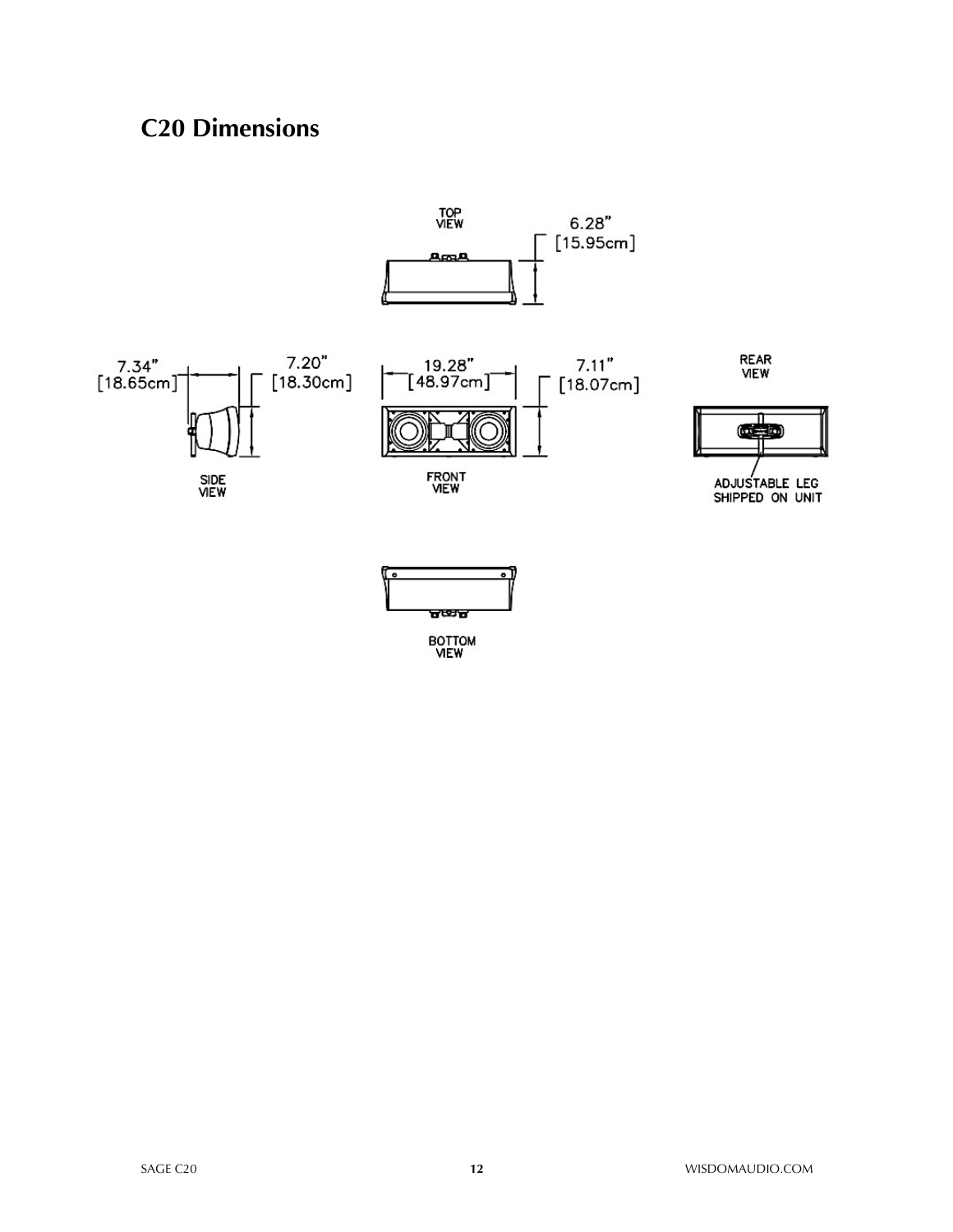## C20 Dimensions

TOP VIEW

6.28" [15.95cm]

7.34" [18.65cm]

7.20" [18.30cm]

SIDE VIEW

19.28" [48.97cm]

7.11" [18.07cm]

FRONT VIEW

REAR VIEW

ADJUSTABLE LEG SHIPPED ON UNIT

BOTTOM VIEW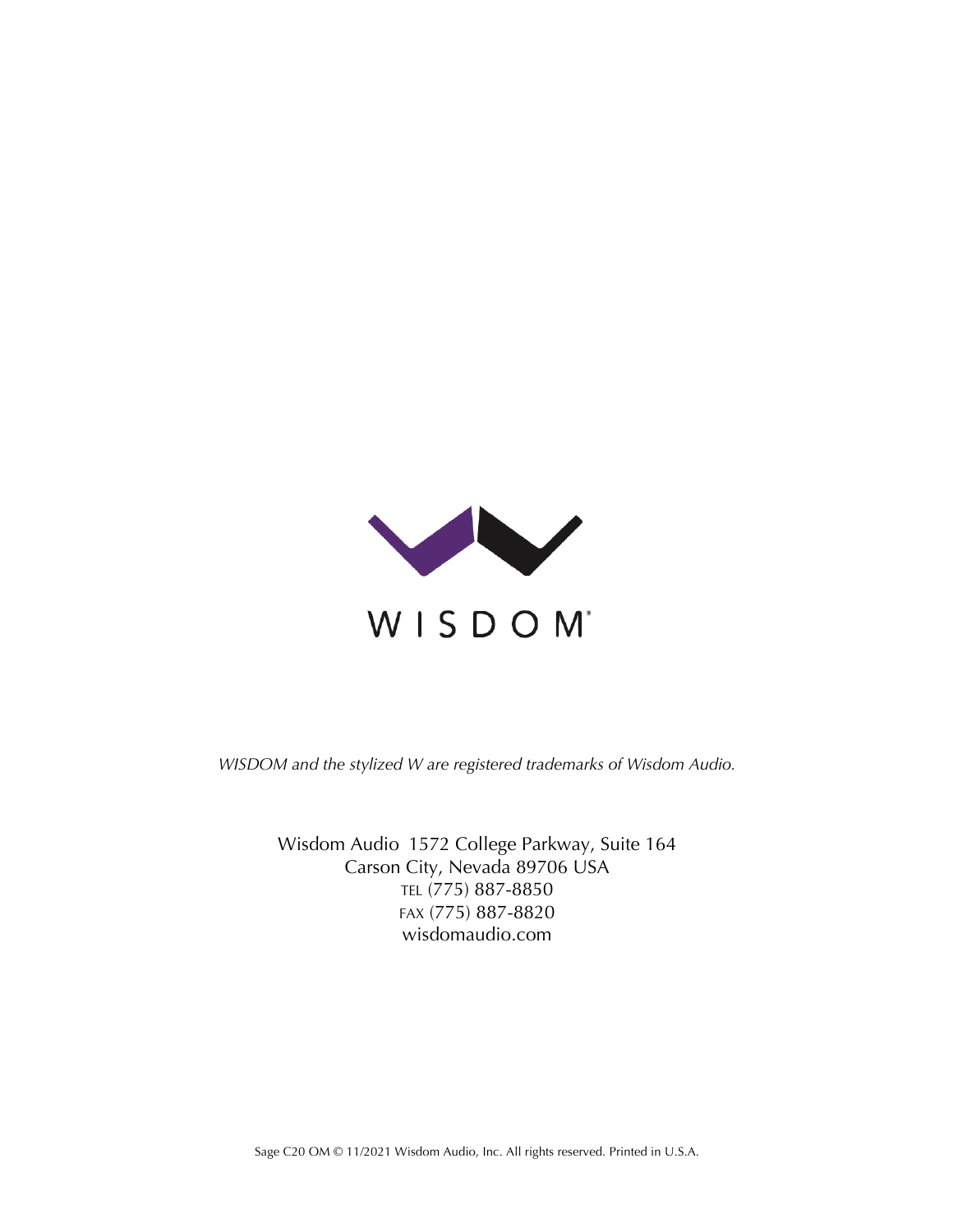WISDOM®

*WISDOM and the stylized W are registered trademarks of Wisdom Audio.*

Wisdom Audio 1572 College Parkway, Suite 164
Carson City, Nevada 89706 USA
TEL (775) 887-8850
FAX (775) 887-8820
wisdomaudio.com

Sage C20 OM © 11/2021 Wisdom Audio, Inc. All rights reserved. Printed in U.S.A.